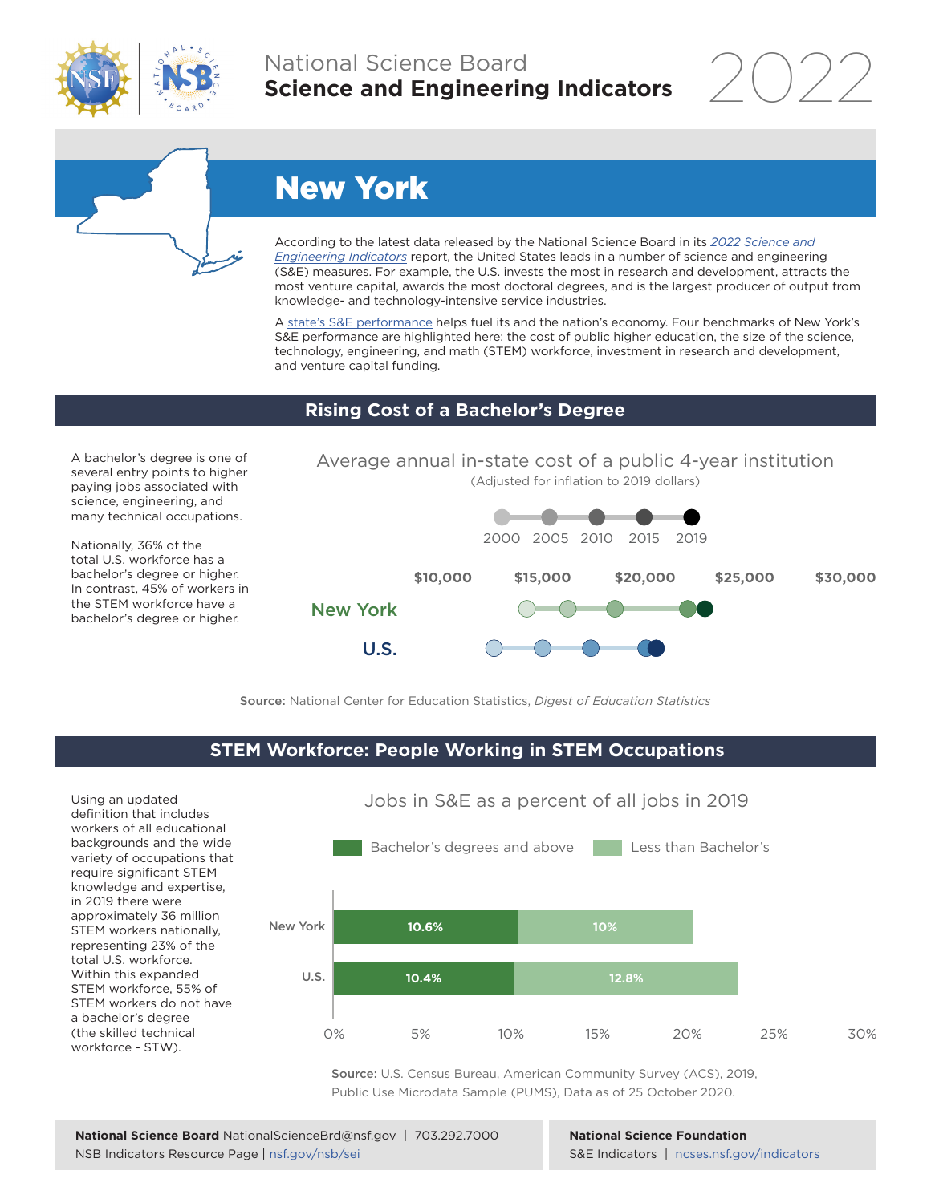National Science Board
**Science and Engineering Indicators** 2022

# New York

According to the latest data released by the National Science Board in its *2022 Science and Engineering Indicators* report, the United States leads in a number of science and engineering (S&E) measures. For example, the U.S. invests the most in research and development, attracts the most venture capital, awards the most doctoral degrees, and is the largest producer of output from knowledge- and technology-intensive service industries.

A state's S&E performance helps fuel its and the nation's economy. Four benchmarks of New York's S&E performance are highlighted here: the cost of public higher education, the size of the science, technology, engineering, and math (STEM) workforce, investment in research and development, and venture capital funding.

## Rising Cost of a Bachelor's Degree

A bachelor's degree is one of several entry points to higher paying jobs associated with science, engineering, and many technical occupations.

Nationally, 36% of the total U.S. workforce has a bachelor's degree or higher. In contrast, 45% of workers in the STEM workforce have a bachelor's degree or higher.

### Average annual in-state cost of a public 4-year institution

(Adjusted for inflation to 2019 dollars)

Years shown: 2000, 2005, 2010, 2015, 2019

Axis: $10,000 | $15,000 | $20,000 | $25,000 | $30,000

Series: New York, U.S.

**Source:** National Center for Education Statistics, *Digest of Education Statistics*

## STEM Workforce: People Working in STEM Occupations

Using an updated definition that includes workers of all educational backgrounds and the wide variety of occupations that require significant STEM knowledge and expertise, in 2019 there were approximately 36 million STEM workers nationally, representing 23% of the total U.S. workforce. Within this expanded STEM workforce, 55% of STEM workers do not have a bachelor's degree (the skilled technical workforce - STW).

### Jobs in S&E as a percent of all jobs in 2019

| | Bachelor's degrees and above | Less than Bachelor's |
|---|---|---|
| New York | 10.6% | 10% |
| U.S. | 10.4% | 12.8% |

**Source:** U.S. Census Bureau, American Community Survey (ACS), 2019, Public Use Microdata Sample (PUMS), Data as of 25 October 2020.

**National Science Board** NationalScienceBrd@nsf.gov | 703.292.7000
NSB Indicators Resource Page | nsf.gov/nsb/sei

**National Science Foundation**
S&E Indicators | ncses.nsf.gov/indicators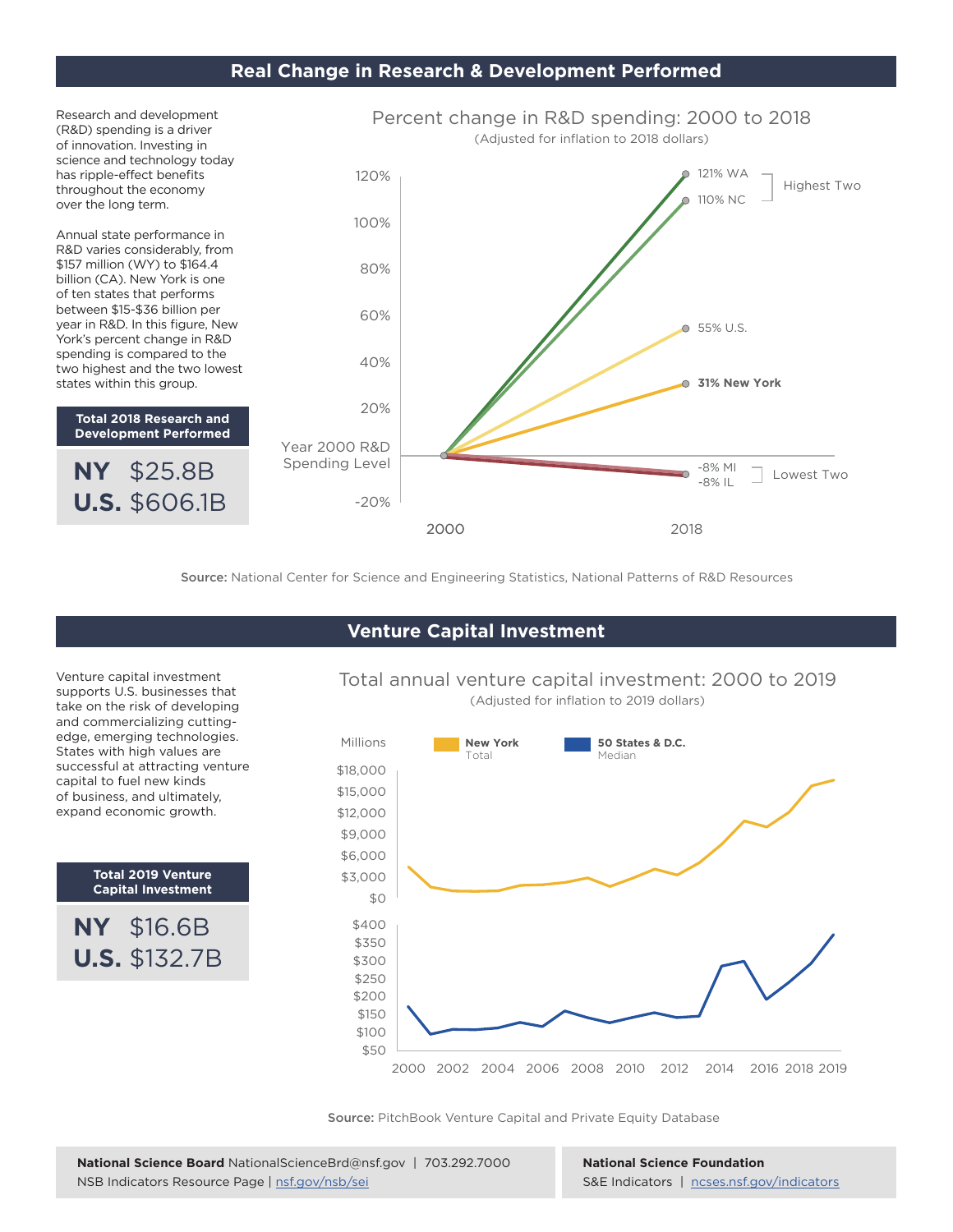## Real Change in Research & Development Performed

Research and development (R&D) spending is a driver of innovation. Investing in science and technology today has ripple-effect benefits throughout the economy over the long term.

Annual state performance in R&D varies considerably, from $157 million (WY) to $164.4 billion (CA). New York is one of ten states that performs between $15-$36 billion per year in R&D. In this figure, New York's percent change in R&D spending is compared to the two highest and the two lowest states within this group.

**Total 2018 Research and Development Performed**

**NY** $25.8B
**U.S.** $606.1B

Percent change in R&D spending: 2000 to 2018
(Adjusted for inflation to 2018 dollars)

120%
100%
80%
60%
40%
20%
Year 2000 R&D Spending Level
-20%

2000
2018

121% WA
110% NC
Highest Two
55% U.S.
**31% New York**
-8% MI
-8% IL
Lowest Two

**Source:** National Center for Science and Engineering Statistics, National Patterns of R&D Resources

## Venture Capital Investment

Venture capital investment supports U.S. businesses that take on the risk of developing and commercializing cutting-edge, emerging technologies. States with high values are successful at attracting venture capital to fuel new kinds of business, and ultimately, expand economic growth.

**Total 2019 Venture Capital Investment**

**NY** $16.6B
**U.S.** $132.7B

Total annual venture capital investment: 2000 to 2019
(Adjusted for inflation to 2019 dollars)

Millions
**New York** Total
**50 States & D.C.** Median

$18,000
$15,000
$12,000
$9,000
$6,000
$3,000
$0

$400
$350
$300
$250
$200
$150
$100
$50

2000 2002 2004 2006 2008 2010 2012 2014 2016 2018 2019

**Source:** PitchBook Venture Capital and Private Equity Database

**National Science Board** NationalScienceBrd@nsf.gov | 703.292.7000
NSB Indicators Resource Page | nsf.gov/nsb/sei

**National Science Foundation**
S&E Indicators | ncses.nsf.gov/indicators